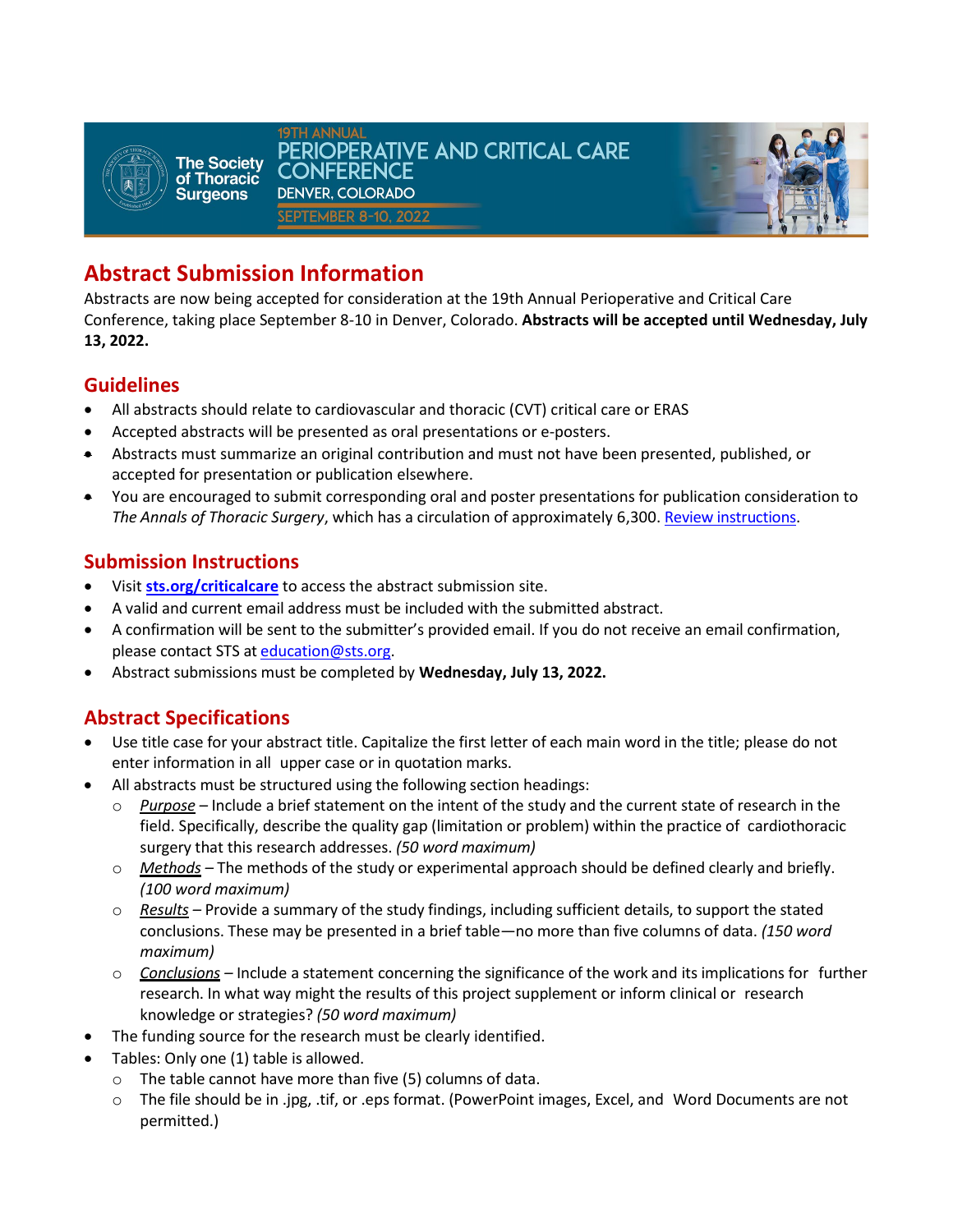The Society of Thoracic Surgeons

19TH ANNUAL
PERIOPERATIVE AND CRITICAL CARE CONFERENCE
DENVER, COLORADO
SEPTEMBER 8-10, 2022

## Abstract Submission Information

Abstracts are now being accepted for consideration at the 19th Annual Perioperative and Critical Care Conference, taking place September 8-10 in Denver, Colorado. **Abstracts will be accepted until Wednesday, July 13, 2022.**

## Guidelines

- All abstracts should relate to cardiovascular and thoracic (CVT) critical care or ERAS
- Accepted abstracts will be presented as oral presentations or e-posters.
- Abstracts must summarize an original contribution and must not have been presented, published, or accepted for presentation or publication elsewhere.
- You are encouraged to submit corresponding oral and poster presentations for publication consideration to *The Annals of Thoracic Surgery*, which has a circulation of approximately 6,300. Review instructions.

## Submission Instructions

- Visit **sts.org/criticalcare** to access the abstract submission site.
- A valid and current email address must be included with the submitted abstract.
- A confirmation will be sent to the submitter's provided email. If you do not receive an email confirmation, please contact STS at education@sts.org.
- Abstract submissions must be completed by **Wednesday, July 13, 2022.**

## Abstract Specifications

- Use title case for your abstract title. Capitalize the first letter of each main word in the title; please do not enter information in all upper case or in quotation marks.
- All abstracts must be structured using the following section headings:
  - *Purpose* – Include a brief statement on the intent of the study and the current state of research in the field. Specifically, describe the quality gap (limitation or problem) within the practice of cardiothoracic surgery that this research addresses. *(50 word maximum)*
  - *Methods* – The methods of the study or experimental approach should be defined clearly and briefly. *(100 word maximum)*
  - *Results* – Provide a summary of the study findings, including sufficient details, to support the stated conclusions. These may be presented in a brief table—no more than five columns of data. *(150 word maximum)*
  - *Conclusions* – Include a statement concerning the significance of the work and its implications for further research. In what way might the results of this project supplement or inform clinical or research knowledge or strategies? *(50 word maximum)*
- The funding source for the research must be clearly identified.
- Tables: Only one (1) table is allowed.
  - The table cannot have more than five (5) columns of data.
  - The file should be in .jpg, .tif, or .eps format. (PowerPoint images, Excel, and Word Documents are not permitted.)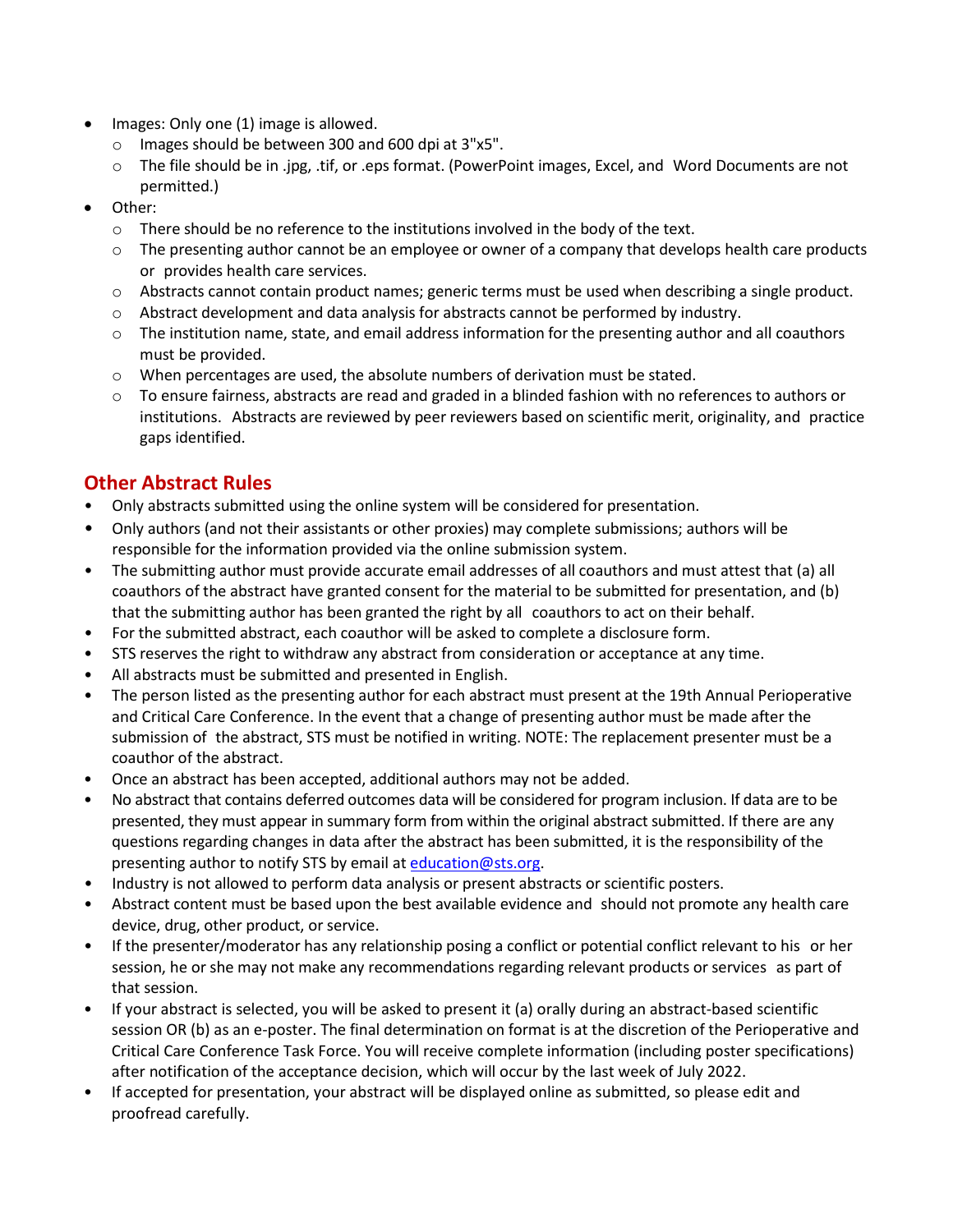- Images: Only one (1) image is allowed.
  - Images should be between 300 and 600 dpi at 3"x5".
  - The file should be in .jpg, .tif, or .eps format. (PowerPoint images, Excel, and Word Documents are not permitted.)
- Other:
  - There should be no reference to the institutions involved in the body of the text.
  - The presenting author cannot be an employee or owner of a company that develops health care products or provides health care services.
  - Abstracts cannot contain product names; generic terms must be used when describing a single product.
  - Abstract development and data analysis for abstracts cannot be performed by industry.
  - The institution name, state, and email address information for the presenting author and all coauthors must be provided.
  - When percentages are used, the absolute numbers of derivation must be stated.
  - To ensure fairness, abstracts are read and graded in a blinded fashion with no references to authors or institutions. Abstracts are reviewed by peer reviewers based on scientific merit, originality, and practice gaps identified.

## Other Abstract Rules

- Only abstracts submitted using the online system will be considered for presentation.
- Only authors (and not their assistants or other proxies) may complete submissions; authors will be responsible for the information provided via the online submission system.
- The submitting author must provide accurate email addresses of all coauthors and must attest that (a) all coauthors of the abstract have granted consent for the material to be submitted for presentation, and (b) that the submitting author has been granted the right by all coauthors to act on their behalf.
- For the submitted abstract, each coauthor will be asked to complete a disclosure form.
- STS reserves the right to withdraw any abstract from consideration or acceptance at any time.
- All abstracts must be submitted and presented in English.
- The person listed as the presenting author for each abstract must present at the 19th Annual Perioperative and Critical Care Conference. In the event that a change of presenting author must be made after the submission of the abstract, STS must be notified in writing. NOTE: The replacement presenter must be a coauthor of the abstract.
- Once an abstract has been accepted, additional authors may not be added.
- No abstract that contains deferred outcomes data will be considered for program inclusion. If data are to be presented, they must appear in summary form from within the original abstract submitted. If there are any questions regarding changes in data after the abstract has been submitted, it is the responsibility of the presenting author to notify STS by email at [education@sts.org](mailto:education@sts.org).
- Industry is not allowed to perform data analysis or present abstracts or scientific posters.
- Abstract content must be based upon the best available evidence and should not promote any health care device, drug, other product, or service.
- If the presenter/moderator has any relationship posing a conflict or potential conflict relevant to his or her session, he or she may not make any recommendations regarding relevant products or services as part of that session.
- If your abstract is selected, you will be asked to present it (a) orally during an abstract-based scientific session OR (b) as an e-poster. The final determination on format is at the discretion of the Perioperative and Critical Care Conference Task Force. You will receive complete information (including poster specifications) after notification of the acceptance decision, which will occur by the last week of July 2022.
- If accepted for presentation, your abstract will be displayed online as submitted, so please edit and proofread carefully.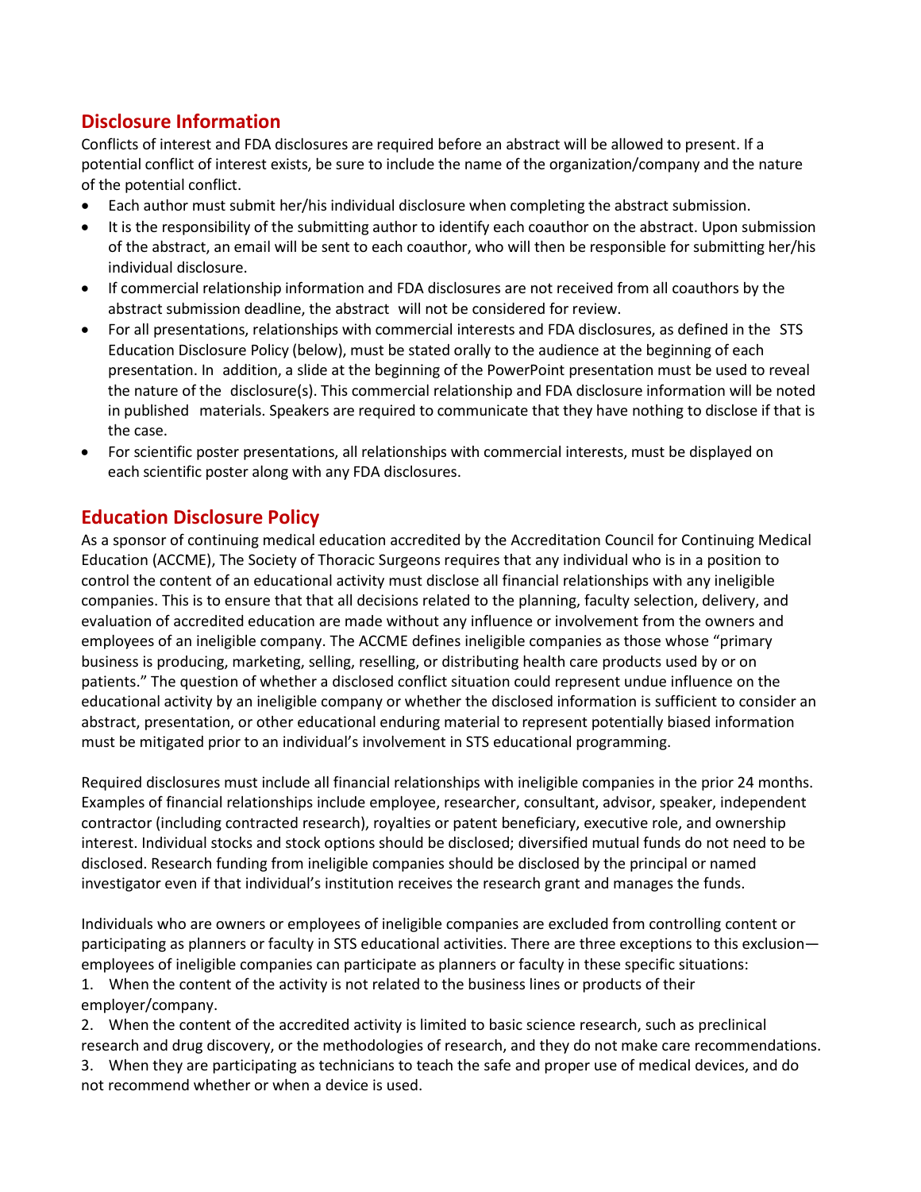## Disclosure Information

Conflicts of interest and FDA disclosures are required before an abstract will be allowed to present. If a potential conflict of interest exists, be sure to include the name of the organization/company and the nature of the potential conflict.

- Each author must submit her/his individual disclosure when completing the abstract submission.
- It is the responsibility of the submitting author to identify each coauthor on the abstract. Upon submission of the abstract, an email will be sent to each coauthor, who will then be responsible for submitting her/his individual disclosure.
- If commercial relationship information and FDA disclosures are not received from all coauthors by the abstract submission deadline, the abstract will not be considered for review.
- For all presentations, relationships with commercial interests and FDA disclosures, as defined in the STS Education Disclosure Policy (below), must be stated orally to the audience at the beginning of each presentation. In addition, a slide at the beginning of the PowerPoint presentation must be used to reveal the nature of the disclosure(s). This commercial relationship and FDA disclosure information will be noted in published materials. Speakers are required to communicate that they have nothing to disclose if that is the case.
- For scientific poster presentations, all relationships with commercial interests, must be displayed on each scientific poster along with any FDA disclosures.

## Education Disclosure Policy

As a sponsor of continuing medical education accredited by the Accreditation Council for Continuing Medical Education (ACCME), The Society of Thoracic Surgeons requires that any individual who is in a position to control the content of an educational activity must disclose all financial relationships with any ineligible companies. This is to ensure that that all decisions related to the planning, faculty selection, delivery, and evaluation of accredited education are made without any influence or involvement from the owners and employees of an ineligible company. The ACCME defines ineligible companies as those whose "primary business is producing, marketing, selling, reselling, or distributing health care products used by or on patients." The question of whether a disclosed conflict situation could represent undue influence on the educational activity by an ineligible company or whether the disclosed information is sufficient to consider an abstract, presentation, or other educational enduring material to represent potentially biased information must be mitigated prior to an individual's involvement in STS educational programming.

Required disclosures must include all financial relationships with ineligible companies in the prior 24 months. Examples of financial relationships include employee, researcher, consultant, advisor, speaker, independent contractor (including contracted research), royalties or patent beneficiary, executive role, and ownership interest. Individual stocks and stock options should be disclosed; diversified mutual funds do not need to be disclosed. Research funding from ineligible companies should be disclosed by the principal or named investigator even if that individual's institution receives the research grant and manages the funds.

Individuals who are owners or employees of ineligible companies are excluded from controlling content or participating as planners or faculty in STS educational activities. There are three exceptions to this exclusion—employees of ineligible companies can participate as planners or faculty in these specific situations:

1. When the content of the activity is not related to the business lines or products of their employer/company.
2. When the content of the accredited activity is limited to basic science research, such as preclinical research and drug discovery, or the methodologies of research, and they do not make care recommendations.
3. When they are participating as technicians to teach the safe and proper use of medical devices, and do not recommend whether or when a device is used.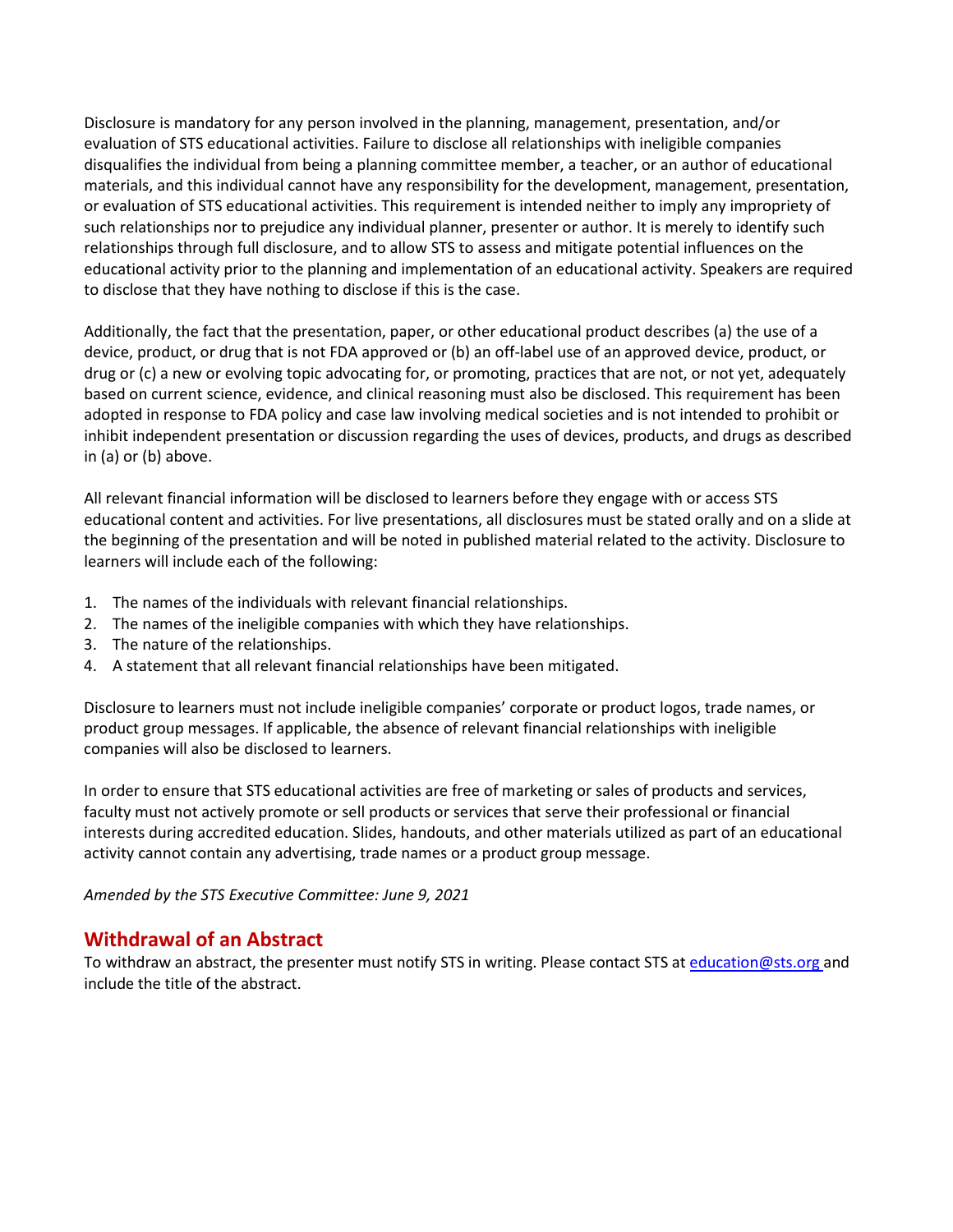Disclosure is mandatory for any person involved in the planning, management, presentation, and/or evaluation of STS educational activities. Failure to disclose all relationships with ineligible companies disqualifies the individual from being a planning committee member, a teacher, or an author of educational materials, and this individual cannot have any responsibility for the development, management, presentation, or evaluation of STS educational activities. This requirement is intended neither to imply any impropriety of such relationships nor to prejudice any individual planner, presenter or author. It is merely to identify such relationships through full disclosure, and to allow STS to assess and mitigate potential influences on the educational activity prior to the planning and implementation of an educational activity. Speakers are required to disclose that they have nothing to disclose if this is the case.

Additionally, the fact that the presentation, paper, or other educational product describes (a) the use of a device, product, or drug that is not FDA approved or (b) an off-label use of an approved device, product, or drug or (c) a new or evolving topic advocating for, or promoting, practices that are not, or not yet, adequately based on current science, evidence, and clinical reasoning must also be disclosed. This requirement has been adopted in response to FDA policy and case law involving medical societies and is not intended to prohibit or inhibit independent presentation or discussion regarding the uses of devices, products, and drugs as described in (a) or (b) above.

All relevant financial information will be disclosed to learners before they engage with or access STS educational content and activities. For live presentations, all disclosures must be stated orally and on a slide at the beginning of the presentation and will be noted in published material related to the activity. Disclosure to learners will include each of the following:

1. The names of the individuals with relevant financial relationships.
2. The names of the ineligible companies with which they have relationships.
3. The nature of the relationships.
4. A statement that all relevant financial relationships have been mitigated.

Disclosure to learners must not include ineligible companies' corporate or product logos, trade names, or product group messages. If applicable, the absence of relevant financial relationships with ineligible companies will also be disclosed to learners.

In order to ensure that STS educational activities are free of marketing or sales of products and services, faculty must not actively promote or sell products or services that serve their professional or financial interests during accredited education. Slides, handouts, and other materials utilized as part of an educational activity cannot contain any advertising, trade names or a product group message.

*Amended by the STS Executive Committee: June 9, 2021*

## Withdrawal of an Abstract

To withdraw an abstract, the presenter must notify STS in writing. Please contact STS at education@sts.org and include the title of the abstract.